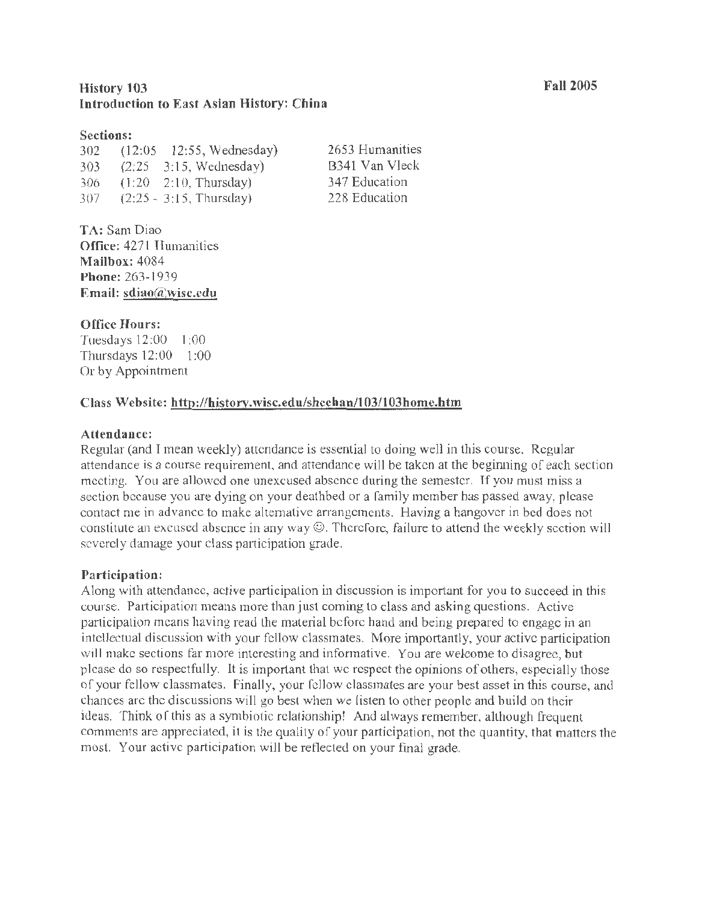**History 103** **Fall 2005**
**Introduction to East Asian History: China**

**Sections:**

| | | |
|---|---|---|
| 302 | (12:05 12:55, Wednesday) | 2653 Humanities |
| 303 | (2:25 3:15, Wednesday) | B341 Van Vleck |
| 306 | (1:20 2:10, Thursday) | 347 Education |
| 307 | (2:25 - 3:15, Thursday) | 228 Education |

**TA:** Sam Diao
**Office:** 4271 Humanities
**Mailbox:** 4084
**Phone:** 263-1939
**Email:** sdiao@wisc.edu

**Office Hours:**
Tuesdays 12:00 1:00
Thursdays 12:00 1:00
Or by Appointment

**Class Website:** http://history.wisc.edu/sheehan/103/103home.htm

**Attendance:**
Regular (and I mean weekly) attendance is essential to doing well in this course. Regular attendance is a course requirement, and attendance will be taken at the beginning of each section meeting. You are allowed one unexcused absence during the semester. If you must miss a section because you are dying on your deathbed or a family member has passed away, please contact me in advance to make alternative arrangements. Having a hangover in bed does not constitute an excused absence in any way ☺. Therefore, failure to attend the weekly section will severely damage your class participation grade.

**Participation:**
Along with attendance, active participation in discussion is important for you to succeed in this course. Participation means more than just coming to class and asking questions. Active participation means having read the material before hand and being prepared to engage in an intellectual discussion with your fellow classmates. More importantly, your active participation will make sections far more interesting and informative. You are welcome to disagree, but please do so respectfully. It is important that we respect the opinions of others, especially those of your fellow classmates. Finally, your fellow classmates are your best asset in this course, and chances are the discussions will go best when we listen to other people and build on their ideas. Think of this as a symbiotic relationship! And always remember, although frequent comments are appreciated, it is the quality of your participation, not the quantity, that matters the most. Your active participation will be reflected on your final grade.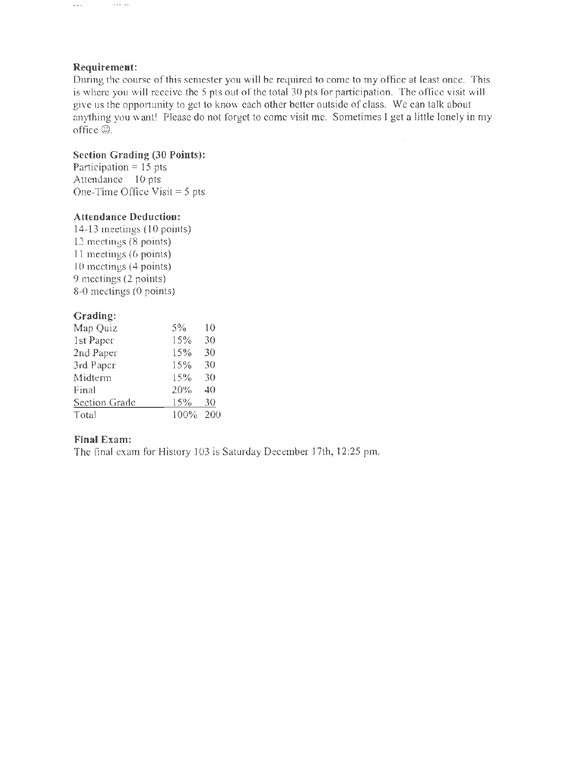**Requirement:**
During the course of this semester you will be required to come to my office at least once. This is where you will receive the 5 pts out of the total 30 pts for participation. The office visit will give us the opportunity to get to know each other better outside of class. We can talk about anything you want! Please do not forget to come visit me. Sometimes I get a little lonely in my office ☺.

**Section Grading (30 Points):**
Participation = 15 pts
Attendance 10 pts
One-Time Office Visit = 5 pts

**Attendance Deduction:**
14-13 meetings (10 points)
12 meetings (8 points)
11 meetings (6 points)
10 meetings (4 points)
9 meetings (2 points)
8-0 meetings (0 points)

**Grading:**

| | | |
|---|---|---|
| Map Quiz | 5% | 10 |
| 1st Paper | 15% | 30 |
| 2nd Paper | 15% | 30 |
| 3rd Paper | 15% | 30 |
| Midterm | 15% | 30 |
| Final | 20% | 40 |
| Section Grade | 15% | 30 |
| Total | 100% | 200 |

**Final Exam:**
The final exam for History 103 is Saturday December 17th, 12:25 pm.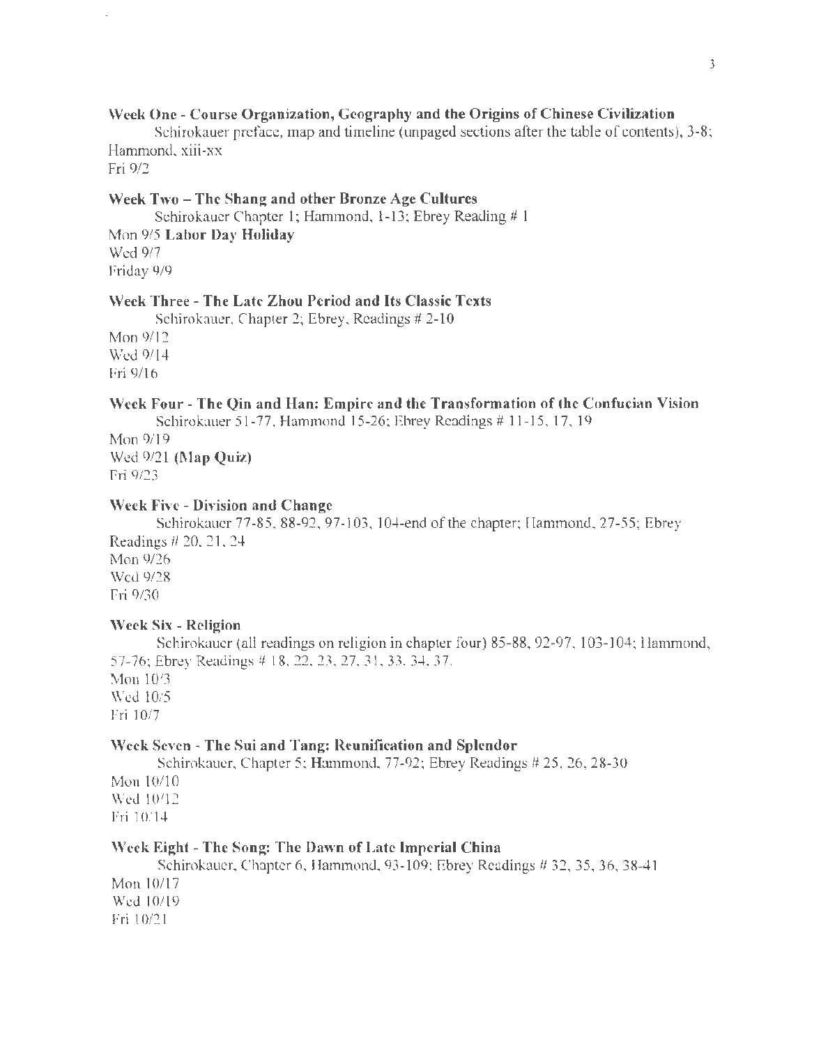**Week One - Course Organization, Geography and the Origins of Chinese Civilization**

Schirokauer preface, map and timeline (unpaged sections after the table of contents), 3-8; Hammond, xiii-xx

Fri 9/2

**Week Two – The Shang and other Bronze Age Cultures**

Schirokauer Chapter 1; Hammond, 1-13; Ebrey Reading # 1

Mon 9/5 **Labor Day Holiday**

Wed 9/7

Friday 9/9

**Week Three - The Late Zhou Period and Its Classic Texts**

Schirokauer, Chapter 2; Ebrey, Readings # 2-10

Mon 9/12

Wed 9/14

Fri 9/16

**Week Four - The Qin and Han: Empire and the Transformation of the Confucian Vision**

Schirokauer 51-77, Hammond 15-26; Ebrey Readings # 11-15, 17, 19

Mon 9/19

Wed 9/21 **(Map Quiz)**

Fri 9/23

**Week Five - Division and Change**

Schirokauer 77-85, 88-92, 97-103, 104-end of the chapter; Hammond, 27-55; Ebrey Readings # 20, 21, 24

Mon 9/26

Wed 9/28

Fri 9/30

**Week Six - Religion**

Schirokauer (all readings on religion in chapter four) 85-88, 92-97, 103-104; Hammond, 57-76; Ebrey Readings # 18, 22, 23, 27, 31, 33, 34, 37.

Mon 10/3

Wed 10/5

Fri 10/7

**Week Seven - The Sui and Tang: Reunification and Splendor**

Schirokauer, Chapter 5; Hammond, 77-92; Ebrey Readings # 25, 26, 28-30

Mon 10/10

Wed 10/12

Fri 10/14

**Week Eight - The Song: The Dawn of Late Imperial China**

Schirokauer, Chapter 6, Hammond, 93-109; Ebrey Readings # 32, 35, 36, 38-41

Mon 10/17

Wed 10/19

Fri 10/21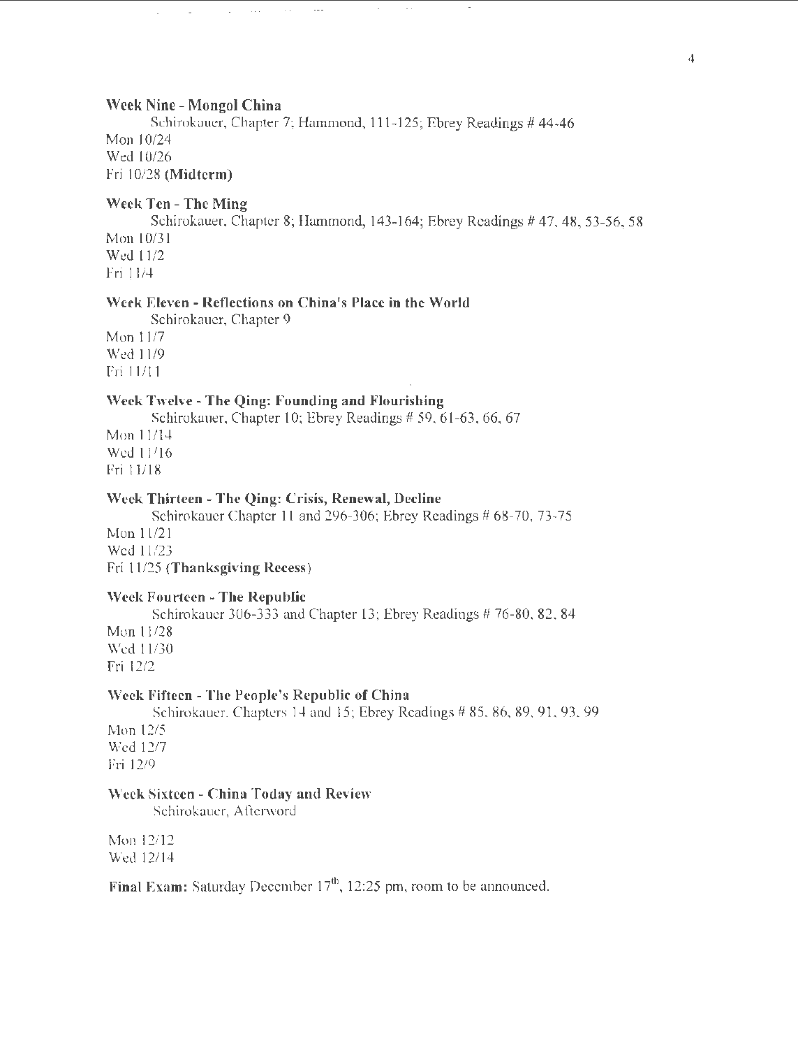**Week Nine - Mongol China**

Schirokauer, Chapter 7; Hammond, 111-125; Ebrey Readings # 44-46

Mon 10/24
Wed 10/26
Fri 10/28 **(Midterm)**

**Week Ten - The Ming**

Schirokauer, Chapter 8; Hammond, 143-164; Ebrey Readings # 47, 48, 53-56, 58

Mon 10/31
Wed 11/2
Fri 11/4

**Week Eleven - Reflections on China's Place in the World**

Schirokauer, Chapter 9

Mon 11/7
Wed 11/9
Fri 11/11

**Week Twelve - The Qing: Founding and Flourishing**

Schirokauer, Chapter 10; Ebrey Readings # 59, 61-63, 66, 67

Mon 11/14
Wed 11/16
Fri 11/18

**Week Thirteen - The Qing: Crisis, Renewal, Decline**

Schirokauer Chapter 11 and 296-306; Ebrey Readings # 68-70, 73-75

Mon 11/21
Wed 11/23
Fri 11/25 (**Thanksgiving Recess**)

**Week Fourteen - The Republic**

Schirokauer 306-333 and Chapter 13; Ebrey Readings # 76-80, 82, 84

Mon 11/28
Wed 11/30
Fri 12/2

**Week Fifteen - The People's Republic of China**

Schirokauer, Chapters 14 and 15; Ebrey Readings # 85, 86, 89, 91, 93, 99

Mon 12/5
Wed 12/7
Fri 12/9

**Week Sixteen - China Today and Review**

Schirokauer, Afterword

Mon 12/12
Wed 12/14

**Final Exam:** Saturday December 17th, 12:25 pm, room to be announced.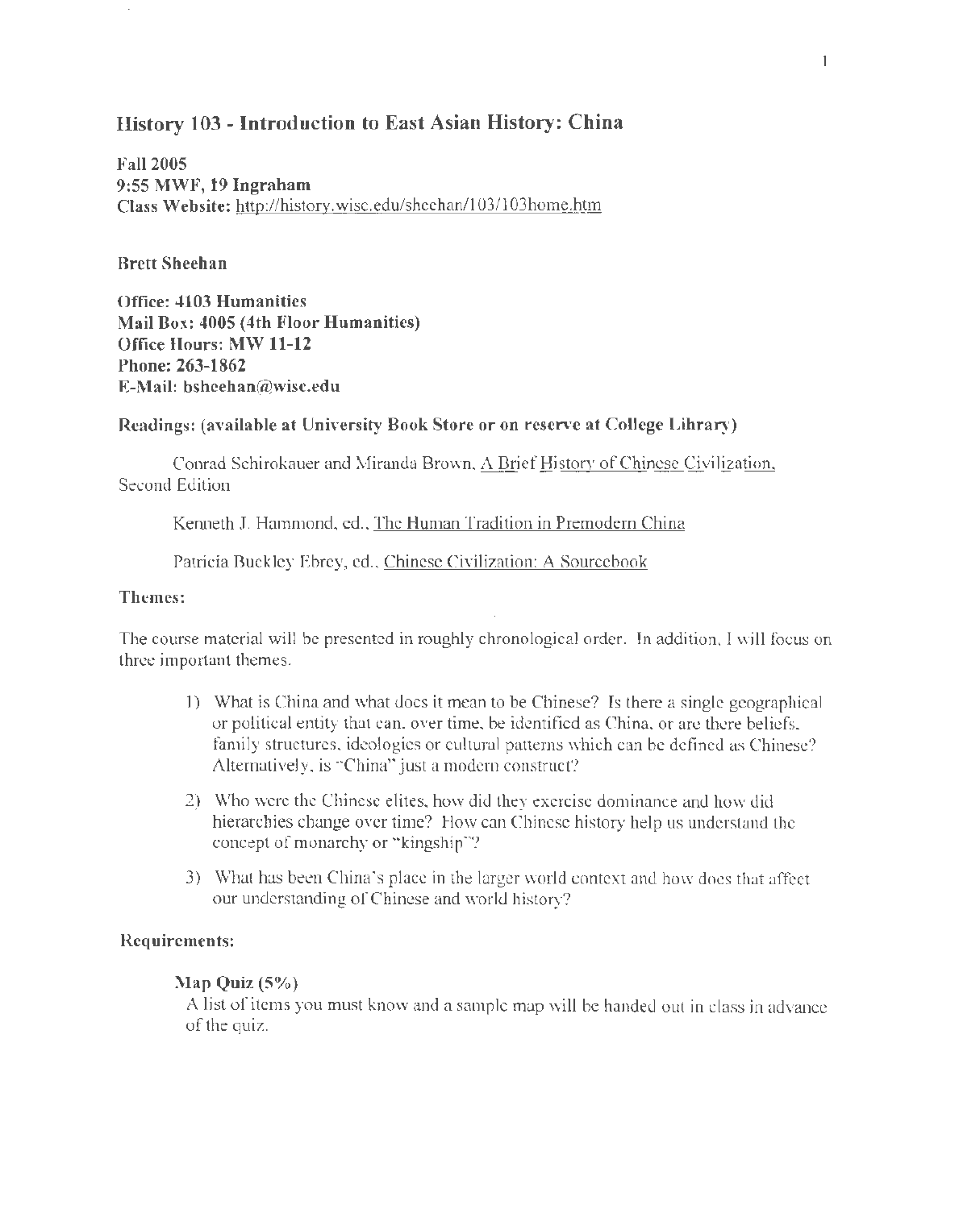# History 103 - Introduction to East Asian History: China

**Fall 2005**
**9:55 MWF, 19 Ingraham**
**Class Website:** http://history.wisc.edu/sheehan/103/103home.htm

**Brett Sheehan**

**Office: 4103 Humanities**
**Mail Box: 4005 (4th Floor Humanities)**
**Office Hours: MW 11-12**
**Phone: 263-1862**
**E-Mail:** bsheehan@wisc.edu

**Readings: (available at University Book Store or on reserve at College Library)**

Conrad Schirokauer and Miranda Brown, A Brief History of Chinese Civilization, Second Edition

Kenneth J. Hammond, ed., The Human Tradition in Premodern China

Patricia Buckley Ebrey, ed., Chinese Civilization: A Sourcebook

**Themes:**

The course material will be presented in roughly chronological order. In addition, I will focus on three important themes.

1) What is China and what does it mean to be Chinese? Is there a single geographical or political entity that can, over time, be identified as China, or are there beliefs, family structures, ideologies or cultural patterns which can be defined as Chinese? Alternatively, is "China" just a modern construct?

2) Who were the Chinese elites, how did they exercise dominance and how did hierarchies change over time? How can Chinese history help us understand the concept of monarchy or "kingship"?

3) What has been China's place in the larger world context and how does that affect our understanding of Chinese and world history?

**Requirements:**

**Map Quiz (5%)**
A list of items you must know and a sample map will be handed out in class in advance of the quiz.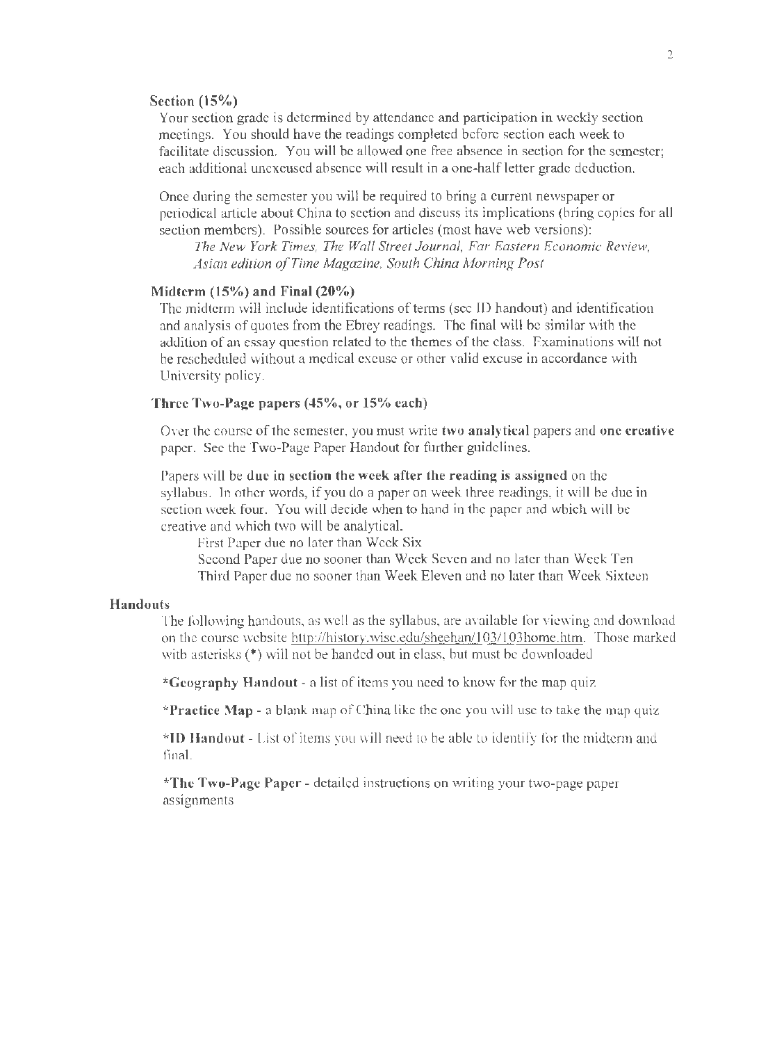### Section (15%)

Your section grade is determined by attendance and participation in weekly section meetings. You should have the readings completed before section each week to facilitate discussion. You will be allowed one free absence in section for the semester; each additional unexcused absence will result in a one-half letter grade deduction.

Once during the semester you will be required to bring a current newspaper or periodical article about China to section and discuss its implications (bring copies for all section members). Possible sources for articles (most have web versions):

*The New York Times, The Wall Street Journal, Far Eastern Economic Review, Asian edition of Time Magazine, South China Morning Post*

### Midterm (15%) and Final (20%)

The midterm will include identifications of terms (see ID handout) and identification and analysis of quotes from the Ebrey readings. The final will be similar with the addition of an essay question related to the themes of the class. Examinations will not be rescheduled without a medical excuse or other valid excuse in accordance with University policy.

### Three Two-Page papers (45%, or 15% each)

Over the course of the semester, you must write **two analytical** papers and **one creative** paper. See the Two-Page Paper Handout for further guidelines.

Papers will be **due in section the week after the reading is assigned** on the syllabus. In other words, if you do a paper on week three readings, it will be due in section week four. You will decide when to hand in the paper and which will be creative and which two will be analytical.

First Paper due no later than Week Six
Second Paper due no sooner than Week Seven and no later than Week Ten
Third Paper due no sooner than Week Eleven and no later than Week Sixteen

## Handouts

The following handouts, as well as the syllabus, are available for viewing and download on the course website http://history.wisc.edu/sheehan/103/103home.htm. Those marked with asterisks (*) will not be handed out in class, but must be downloaded

***Geography Handout** - a list of items you need to know for the map quiz

***Practice Map** - a blank map of China like the one you will use to take the map quiz

***ID Handout** - List of items you will need to be able to identify for the midterm and final.

***The Two-Page Paper** - detailed instructions on writing your two-page paper assignments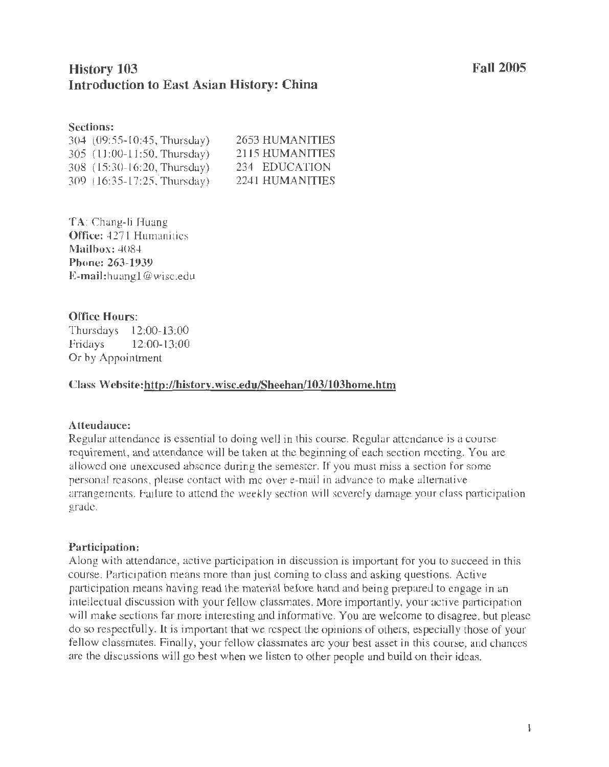# History 103
# Introduction to East Asian History: China

**Fall 2005**

**Sections:**

| | |
|---|---|
| 304 (09:55-10:45, Thursday) | 2653 HUMANITIES |
| 305 (11:00-11:50, Thursday) | 2115 HUMANITIES |
| 308 (15:30-16:20, Thursday) | 234 EDUCATION |
| 309 (16:35-17:25, Thursday) | 2241 HUMANITIES |

TA: Chang-li Huang
**Office:** 4271 Humanities
**Mailbox:** 4084
**Phone: 263-1939**
**E-mail:**huang1@wisc.edu

**Office Hours:**
Thursdays 12:00-13:00
Fridays 12:00-13:00
Or by Appointment

**Class Website:http://history.wisc.edu/Sheehan/103/103home.htm**

**Atteudauce:**
Regular attendance is essential to doing well in this course. Regular attendance is a course requirement, and attendance will be taken at the beginning of each section meeting. You are allowed one unexcused absence during the semester. If you must miss a section for some personal reasons, please contact with me over e-mail in advance to make alternative arrangements. Failure to attend the weekly section will severely damage your class participation grade.

**Participation:**
Along with attendance, active participation in discussion is important for you to succeed in this course. Participation means more than just coming to class and asking questions. Active participation means having read the material before hand and being prepared to engage in an intellectual discussion with your fellow classmates. More importantly, your active participation will make sections far more interesting and informative. You are welcome to disagree, but please do so respectfully. It is important that we respect the opinions of others, especially those of your fellow classmates. Finally, your fellow classmates are your best asset in this course, and chances are the discussions will go best when we listen to other people and build on their ideas.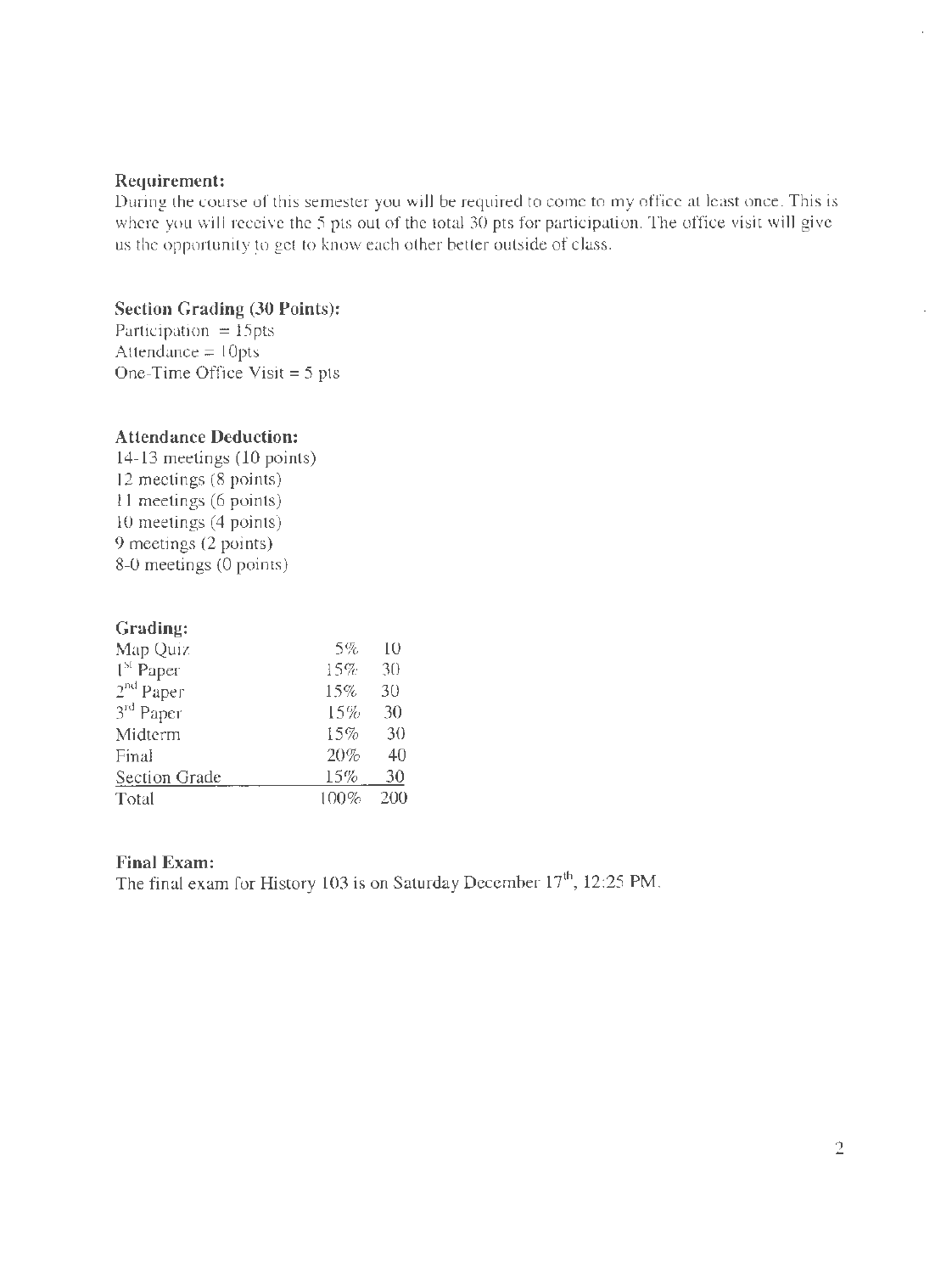**Requirement:**
During the course of this semester you will be required to come to my office at least once. This is where you will receive the 5 pts out of the total 30 pts for participation. The office visit will give us the opportunity to get to know each other better outside of class.

**Section Grading (30 Points):**
Participation = 15pts
Attendance = 10pts
One-Time Office Visit = 5 pts

**Attendance Deduction:**
14-13 meetings (10 points)
12 meetings (8 points)
11 meetings (6 points)
10 meetings (4 points)
9 meetings (2 points)
8-0 meetings (0 points)

**Grading:**

| | | |
|---|---|---|
| Map Quiz | 5% | 10 |
| 1st Paper | 15% | 30 |
| 2nd Paper | 15% | 30 |
| 3rd Paper | 15% | 30 |
| Midterm | 15% | 30 |
| Final | 20% | 40 |
| Section Grade | 15% | 30 |
| Total | 100% | 200 |

**Final Exam:**
The final exam for History 103 is on Saturday December 17th, 12:25 PM.